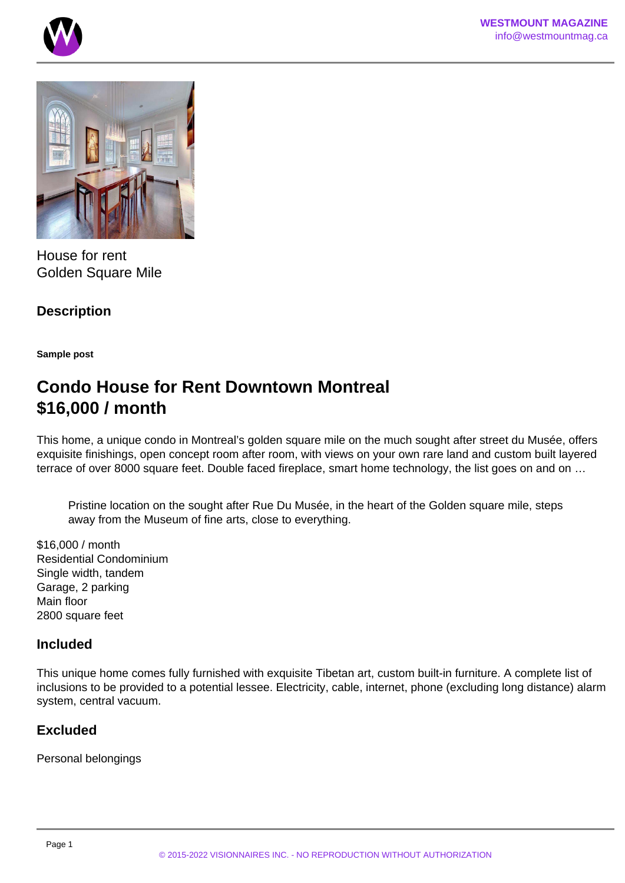House for rent
Golden Square Mile

## Description

**Sample post**

# Condo House for Rent Downtown Montreal $16,000 / month

This home, a unique condo in Montreal's golden square mile on the much sought after street du Musée, offers exquisite finishings, open concept room after room, with views on your own rare land and custom built layered terrace of over 8000 square feet. Double faced fireplace, smart home technology, the list goes on and on …

> Pristine location on the sought after Rue Du Musée, in the heart of the Golden square mile, steps away from the Museum of fine arts, close to everything.

$16,000 / month
Residential Condominium
Single width, tandem
Garage, 2 parking
Main floor
2800 square feet

## Included

This unique home comes fully furnished with exquisite Tibetan art, custom built-in furniture. A complete list of inclusions to be provided to a potential lessee. Electricity, cable, internet, phone (excluding long distance) alarm system, central vacuum.

## Excluded

Personal belongings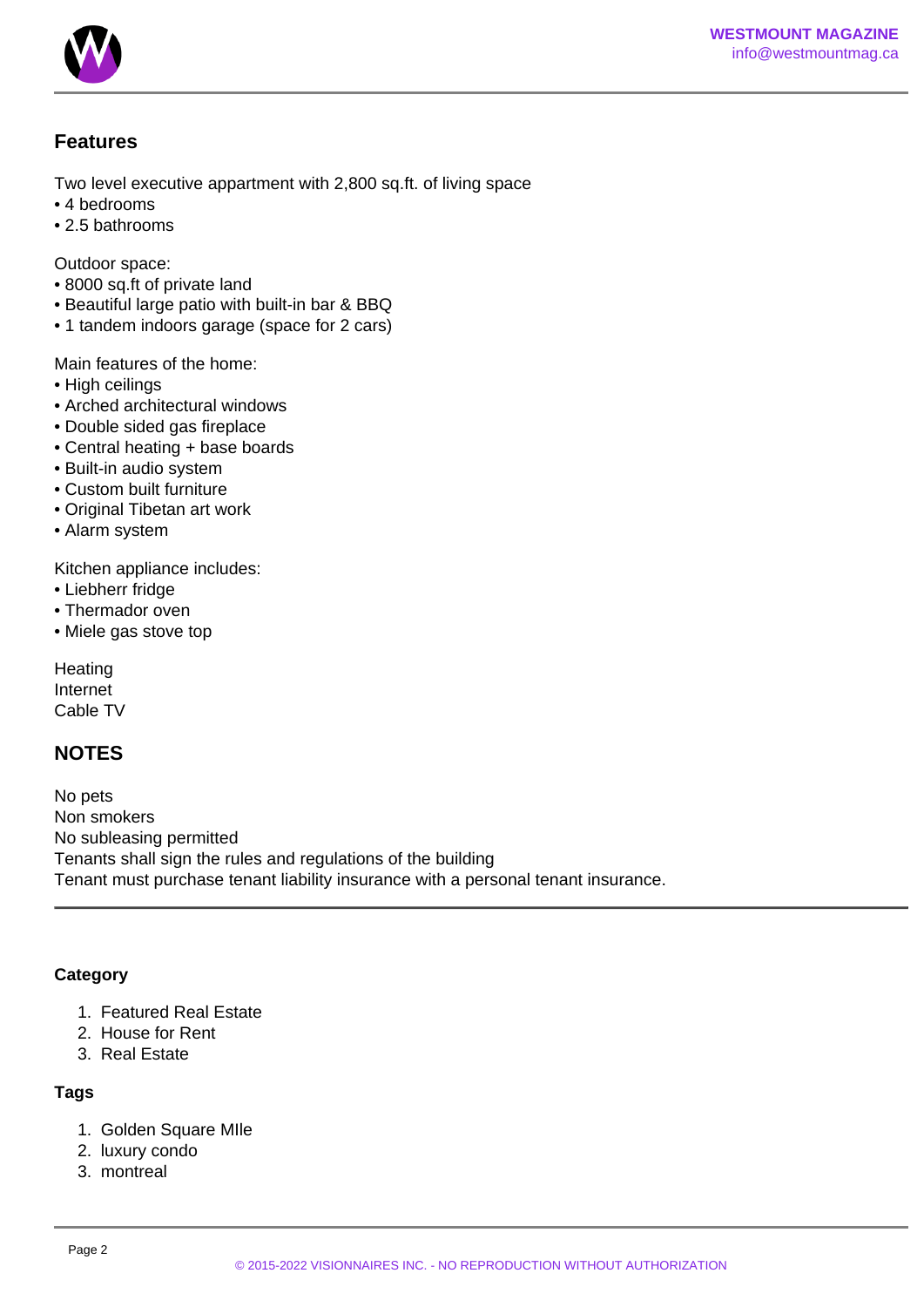## Features

Two level executive appartment with 2,800 sq.ft. of living space
• 4 bedrooms
• 2.5 bathrooms

Outdoor space:
• 8000 sq.ft of private land
• Beautiful large patio with built-in bar & BBQ
• 1 tandem indoors garage (space for 2 cars)

Main features of the home:
• High ceilings
• Arched architectural windows
• Double sided gas fireplace
• Central heating + base boards
• Built-in audio system
• Custom built furniture
• Original Tibetan art work
• Alarm system

Kitchen appliance includes:
• Liebherr fridge
• Thermador oven
• Miele gas stove top

Heating
Internet
Cable TV

## NOTES

No pets
Non smokers
No subleasing permitted
Tenants shall sign the rules and regulations of the building
Tenant must purchase tenant liability insurance with a personal tenant insurance.

---

**Category**

1. Featured Real Estate
2. House for Rent
3. Real Estate

**Tags**

1. Golden Square MIle
2. luxury condo
3. montreal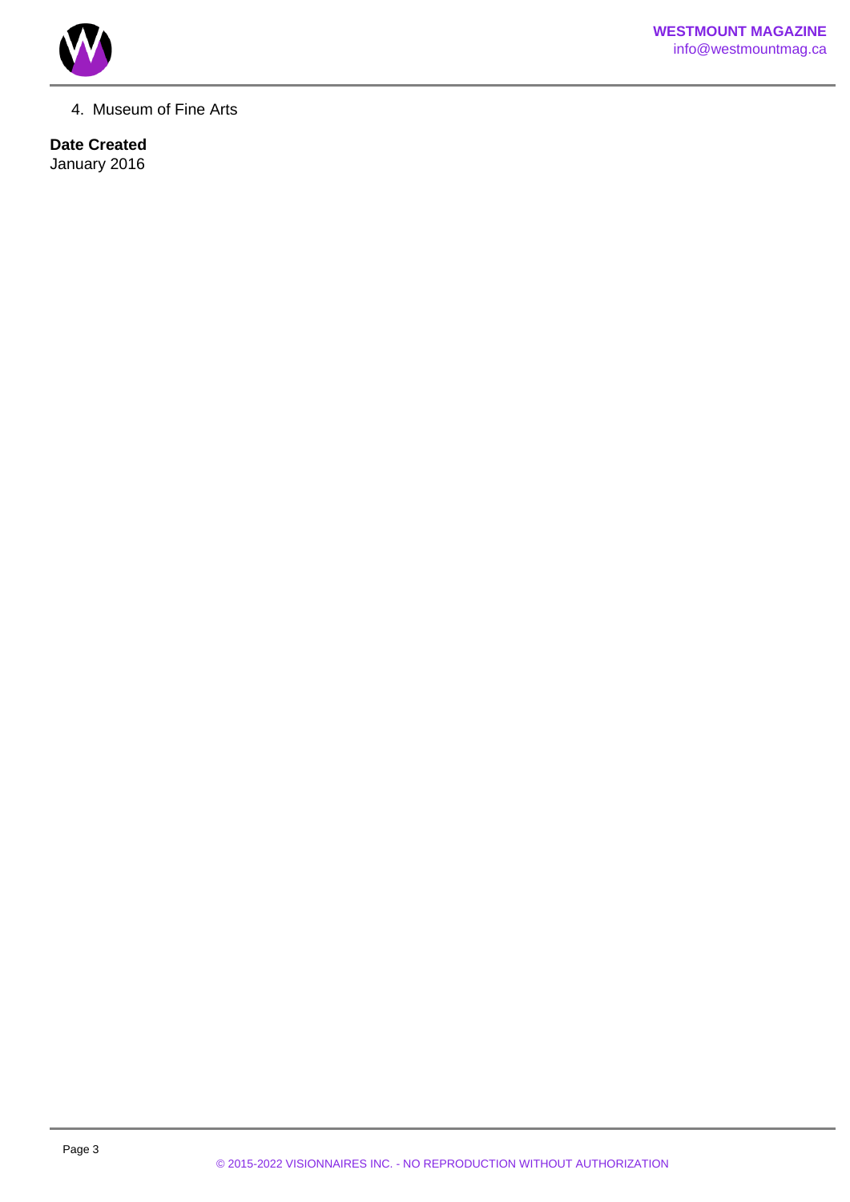4. Museum of Fine Arts

**Date Created**
January 2016